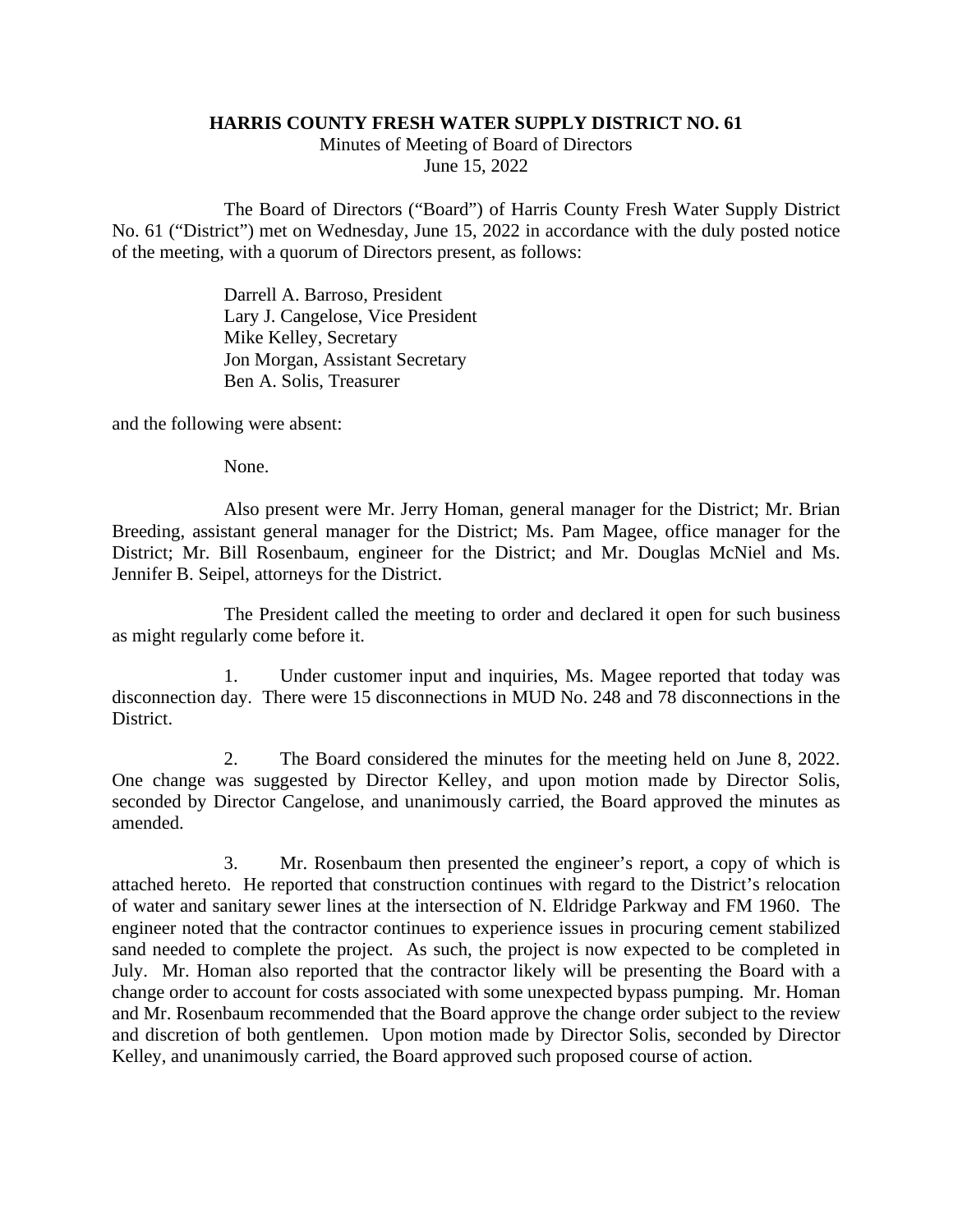# HARRIS COUNTY FRESH WATER SUPPLY DISTRICT NO. 61

Minutes of Meeting of Board of Directors
June 15, 2022

The Board of Directors ("Board") of Harris County Fresh Water Supply District No. 61 ("District") met on Wednesday, June 15, 2022 in accordance with the duly posted notice of the meeting, with a quorum of Directors present, as follows:

Darrell A. Barroso, President
Lary J. Cangelose, Vice President
Mike Kelley, Secretary
Jon Morgan, Assistant Secretary
Ben A. Solis, Treasurer

and the following were absent:

None.

Also present were Mr. Jerry Homan, general manager for the District; Mr. Brian Breeding, assistant general manager for the District; Ms. Pam Magee, office manager for the District; Mr. Bill Rosenbaum, engineer for the District; and Mr. Douglas McNiel and Ms. Jennifer B. Seipel, attorneys for the District.

The President called the meeting to order and declared it open for such business as might regularly come before it.

1. Under customer input and inquiries, Ms. Magee reported that today was disconnection day. There were 15 disconnections in MUD No. 248 and 78 disconnections in the District.

2. The Board considered the minutes for the meeting held on June 8, 2022. One change was suggested by Director Kelley, and upon motion made by Director Solis, seconded by Director Cangelose, and unanimously carried, the Board approved the minutes as amended.

3. Mr. Rosenbaum then presented the engineer's report, a copy of which is attached hereto. He reported that construction continues with regard to the District's relocation of water and sanitary sewer lines at the intersection of N. Eldridge Parkway and FM 1960. The engineer noted that the contractor continues to experience issues in procuring cement stabilized sand needed to complete the project. As such, the project is now expected to be completed in July. Mr. Homan also reported that the contractor likely will be presenting the Board with a change order to account for costs associated with some unexpected bypass pumping. Mr. Homan and Mr. Rosenbaum recommended that the Board approve the change order subject to the review and discretion of both gentlemen. Upon motion made by Director Solis, seconded by Director Kelley, and unanimously carried, the Board approved such proposed course of action.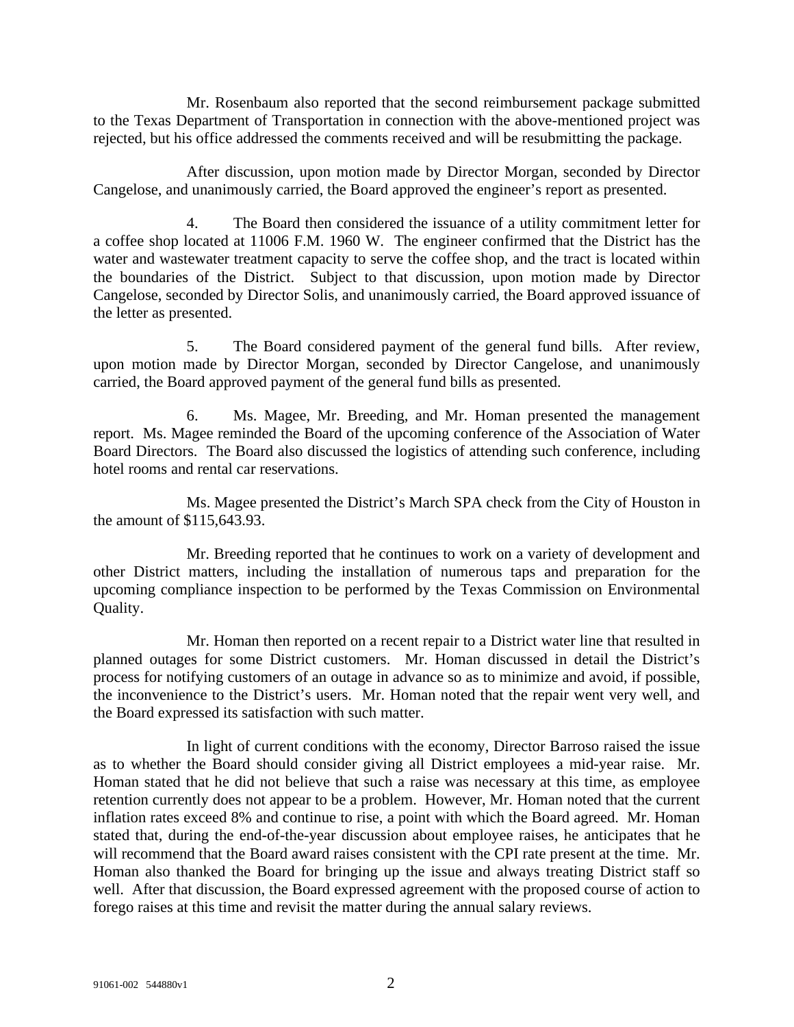Mr. Rosenbaum also reported that the second reimbursement package submitted to the Texas Department of Transportation in connection with the above-mentioned project was rejected, but his office addressed the comments received and will be resubmitting the package.

After discussion, upon motion made by Director Morgan, seconded by Director Cangelose, and unanimously carried, the Board approved the engineer's report as presented.

4. The Board then considered the issuance of a utility commitment letter for a coffee shop located at 11006 F.M. 1960 W. The engineer confirmed that the District has the water and wastewater treatment capacity to serve the coffee shop, and the tract is located within the boundaries of the District. Subject to that discussion, upon motion made by Director Cangelose, seconded by Director Solis, and unanimously carried, the Board approved issuance of the letter as presented.

5. The Board considered payment of the general fund bills. After review, upon motion made by Director Morgan, seconded by Director Cangelose, and unanimously carried, the Board approved payment of the general fund bills as presented.

6. Ms. Magee, Mr. Breeding, and Mr. Homan presented the management report. Ms. Magee reminded the Board of the upcoming conference of the Association of Water Board Directors. The Board also discussed the logistics of attending such conference, including hotel rooms and rental car reservations.

Ms. Magee presented the District's March SPA check from the City of Houston in the amount of $115,643.93.

Mr. Breeding reported that he continues to work on a variety of development and other District matters, including the installation of numerous taps and preparation for the upcoming compliance inspection to be performed by the Texas Commission on Environmental Quality.

Mr. Homan then reported on a recent repair to a District water line that resulted in planned outages for some District customers. Mr. Homan discussed in detail the District's process for notifying customers of an outage in advance so as to minimize and avoid, if possible, the inconvenience to the District's users. Mr. Homan noted that the repair went very well, and the Board expressed its satisfaction with such matter.

In light of current conditions with the economy, Director Barroso raised the issue as to whether the Board should consider giving all District employees a mid-year raise. Mr. Homan stated that he did not believe that such a raise was necessary at this time, as employee retention currently does not appear to be a problem. However, Mr. Homan noted that the current inflation rates exceed 8% and continue to rise, a point with which the Board agreed. Mr. Homan stated that, during the end-of-the-year discussion about employee raises, he anticipates that he will recommend that the Board award raises consistent with the CPI rate present at the time. Mr. Homan also thanked the Board for bringing up the issue and always treating District staff so well. After that discussion, the Board expressed agreement with the proposed course of action to forego raises at this time and revisit the matter during the annual salary reviews.

91061-002 544880v1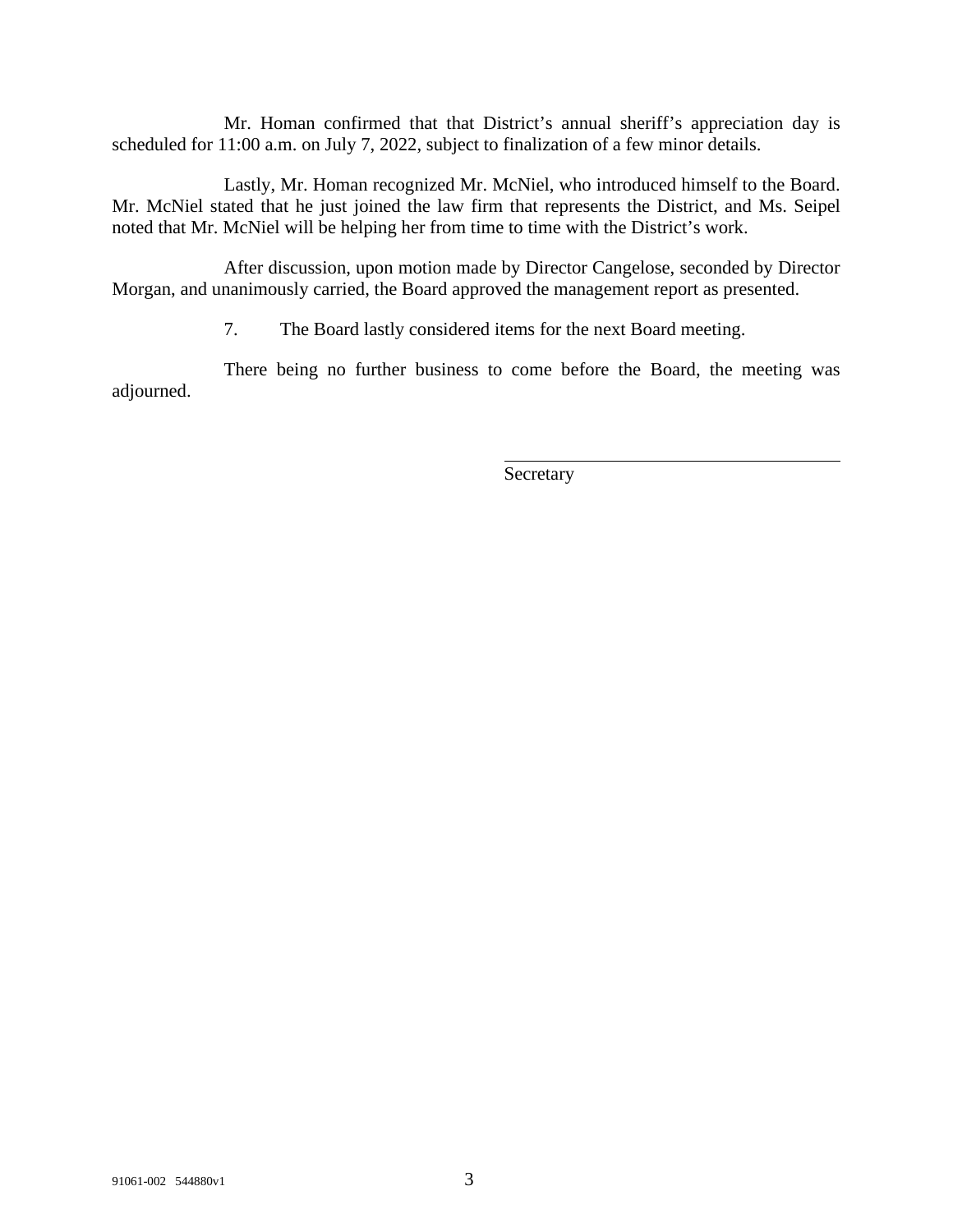Mr. Homan confirmed that that District's annual sheriff's appreciation day is scheduled for 11:00 a.m. on July 7, 2022, subject to finalization of a few minor details.

Lastly, Mr. Homan recognized Mr. McNiel, who introduced himself to the Board. Mr. McNiel stated that he just joined the law firm that represents the District, and Ms. Seipel noted that Mr. McNiel will be helping her from time to time with the District's work.

After discussion, upon motion made by Director Cangelose, seconded by Director Morgan, and unanimously carried, the Board approved the management report as presented.

7. The Board lastly considered items for the next Board meeting.

There being no further business to come before the Board, the meeting was adjourned.

\_\_\_\_\_\_\_\_\_\_\_\_\_\_\_\_\_\_\_\_\_\_\_\_\_\_\_\_\_\_\_\_\_\_\_\_\_\_

Secretary

91061-002 544880v1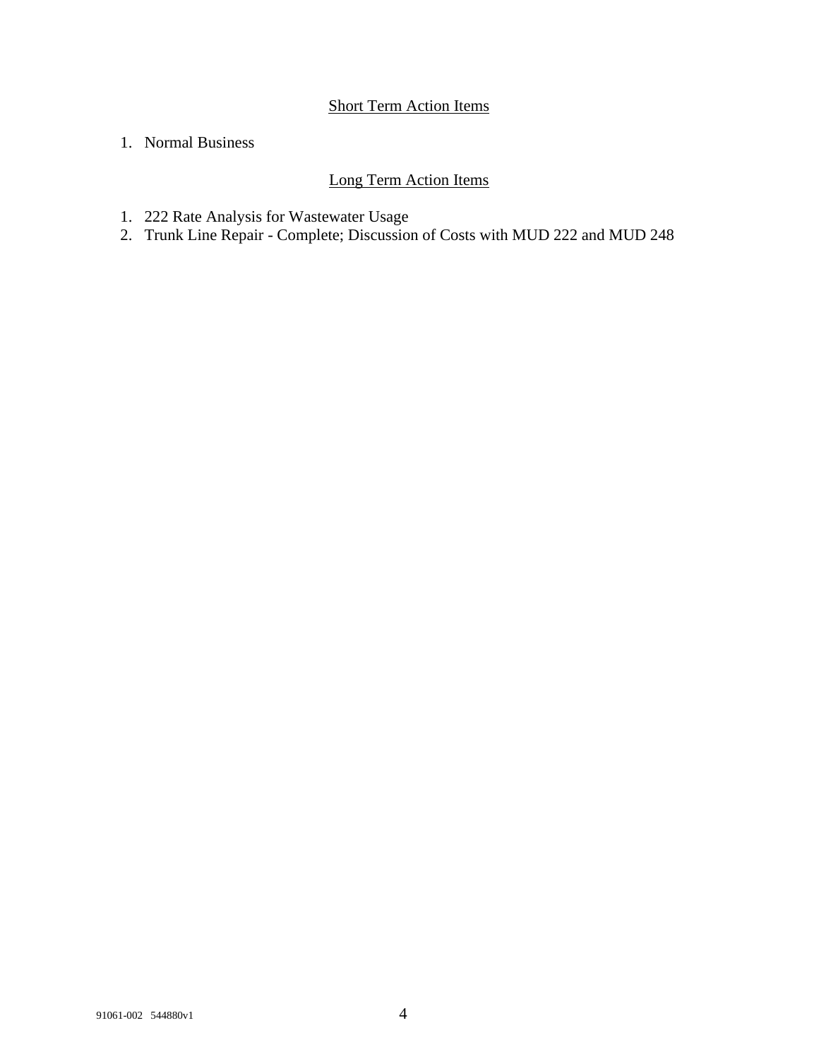## Short Term Action Items

1. Normal Business

## Long Term Action Items

1. 222 Rate Analysis for Wastewater Usage
2. Trunk Line Repair - Complete; Discussion of Costs with MUD 222 and MUD 248